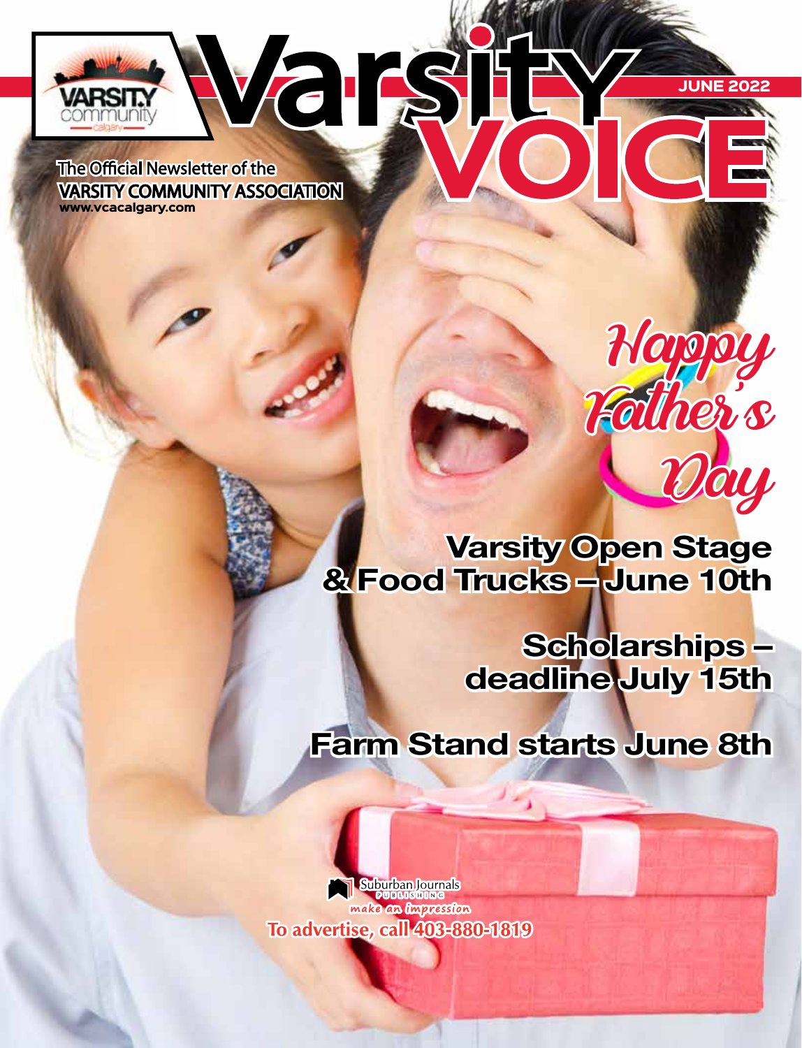# Varsity VOICE

VARSITY community calgary

JUNE 2022

The Official Newsletter of the
VARSITY COMMUNITY ASSOCIATION
www.vcacalgary.com

## Happy Father's Day

## Varsity Open Stage & Food Trucks – June 10th

## Scholarships – deadline July 15th

## Farm Stand starts June 8th

Suburban Journals PUBLISHING
make an impression
To advertise, call 403-880-1819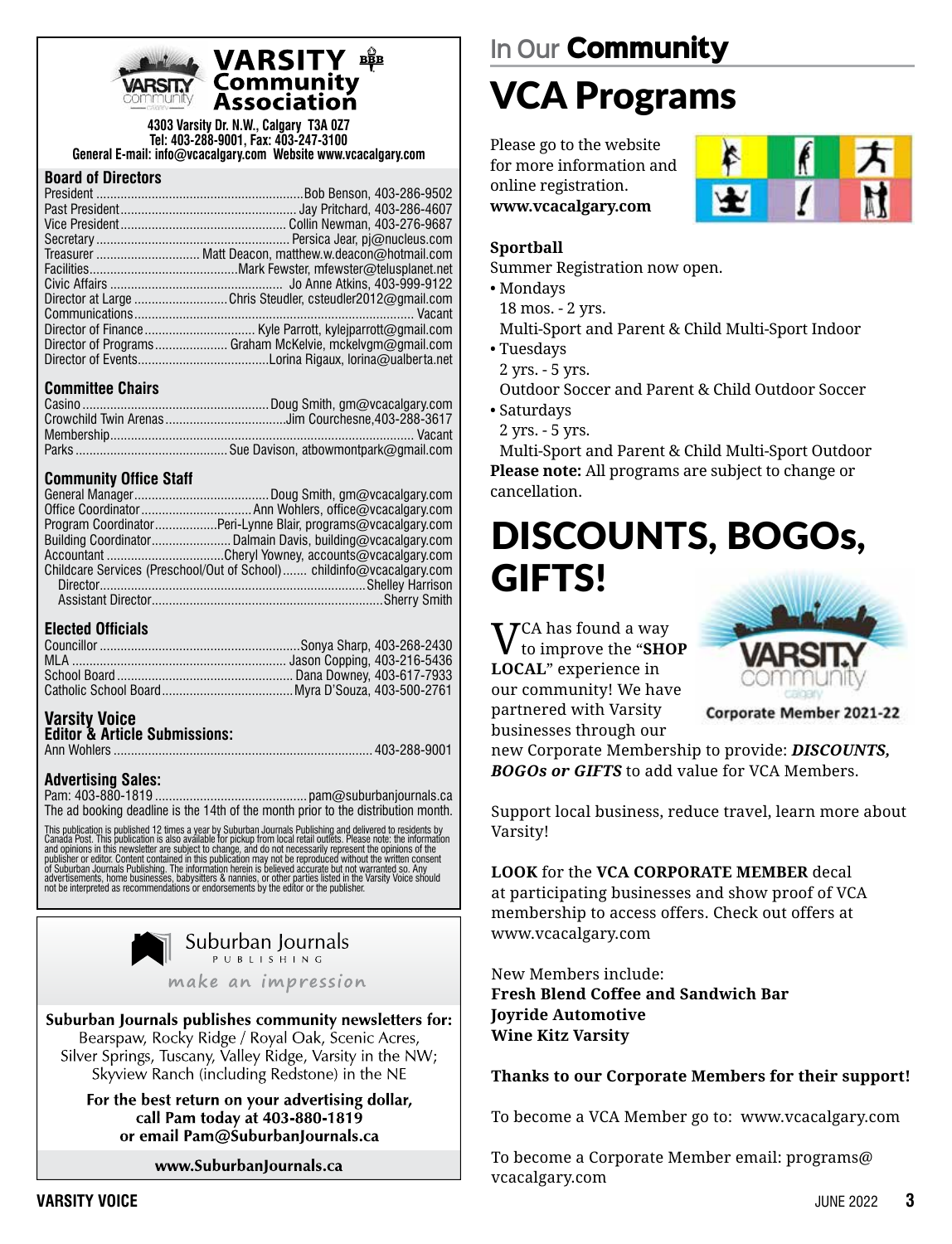# VARSITY Community Association

4303 Varsity Dr. N.W., Calgary T3A 0Z7
Tel: 403-288-9001, Fax: 403-247-3100
General E-mail: info@vcacalgary.com Website www.vcacalgary.com

## Board of Directors

President ........ Bob Benson, 403-286-9502
Past President ........ Jay Pritchard, 403-286-4607
Vice President ........ Collin Newman, 403-276-9687
Secretary ........ Persica Jear, pj@nucleus.com
Treasurer ........ Matt Deacon, matthew.w.deacon@hotmail.com
Facilities ........ Mark Fewster, mfewster@telusplanet.net
Civic Affairs ........ Jo Anne Atkins, 403-999-9122
Director at Large ........ Chris Steudler, csteudler2012@gmail.com
Communications ........ Vacant
Director of Finance ........ Kyle Parrott, kylejparrott@gmail.com
Director of Programs ........ Graham McKelvie, mckelvgm@gmail.com
Director of Events ........ Lorina Rigaux, lorina@ualberta.net

## Committee Chairs

Casino ........ Doug Smith, gm@vcacalgary.com
Crowchild Twin Arenas ........ Jim Courchesne, 403-288-3617
Membership ........ Vacant
Parks ........ Sue Davison, atbowmontpark@gmail.com

## Community Office Staff

General Manager ........ Doug Smith, gm@vcacalgary.com
Office Coordinator ........ Ann Wohlers, office@vcacalgary.com
Program Coordinator ........ Peri-Lynne Blair, programs@vcacalgary.com
Building Coordinator ........ Dalmain Davis, building@vcacalgary.com
Accountant ........ Cheryl Yowney, accounts@vcacalgary.com
Childcare Services (Preschool/Out of School) ........ childinfo@vcacalgary.com
Director ........ Shelley Harrison
Assistant Director ........ Sherry Smith

## Elected Officials

Councillor ........ Sonya Sharp, 403-268-2430
MLA ........ Jason Copping, 403-216-5436
School Board ........ Dana Downey, 403-617-7933
Catholic School Board ........ Myra D'Souza, 403-500-2761

## Varsity Voice

**Editor & Article Submissions:**
Ann Wohlers ........ 403-288-9001

**Advertising Sales:**
Pam: 403-880-1819 ........ pam@suburbanjournals.ca
The ad booking deadline is the 14th of the month prior to the distribution month.

This publication is published 12 times a year by Suburban Journals Publishing and delivered to residents by Canada Post. This publication is also available for pickup from local retail outlets. Please note: the information and opinions in this newsletter are subject to change, and do not necessarily represent the opinions of the publisher or editor. Content contained in this publication may not be reproduced without the written consent of Suburban Journals Publishing. The information herein is believed accurate but not warranted so. Any advertisements, home businesses, babysitters & nannies, or other parties listed in the Varsity Voice should not be interpreted as recommendations or endorsements by the editor or the publisher.

Suburban Journals Publishing
*make an impression*

**Suburban Journals publishes community newsletters for:**
Bearspaw, Rocky Ridge / Royal Oak, Scenic Acres, Silver Springs, Tuscany, Valley Ridge, Varsity in the NW; Skyview Ranch (including Redstone) in the NE

**For the best return on your advertising dollar, call Pam today at 403-880-1819 or email Pam@SuburbanJournals.ca**

**www.SuburbanJournals.ca**

In Our **Community**

# VCA Programs

Please go to the website for more information and online registration.
**www.vcacalgary.com**

**Sportball**

Summer Registration now open.

- Mondays
  18 mos. - 2 yrs.
  Multi-Sport and Parent & Child Multi-Sport Indoor
- Tuesdays
  2 yrs. - 5 yrs.
  Outdoor Soccer and Parent & Child Outdoor Soccer
- Saturdays
  2 yrs. - 5 yrs.
  Multi-Sport and Parent & Child Multi-Sport Outdoor

**Please note:** All programs are subject to change or cancellation.

# DISCOUNTS, BOGOs, GIFTS!

VARSITY community calgary
Corporate Member 2021-22

VCA has found a way to improve the "**SHOP LOCAL**" experience in our community! We have partnered with Varsity businesses through our new Corporate Membership to provide: ***DISCOUNTS, BOGOs or GIFTS*** to add value for VCA Members.

Support local business, reduce travel, learn more about Varsity!

**LOOK** for the **VCA CORPORATE MEMBER** decal at participating businesses and show proof of VCA membership to access offers. Check out offers at www.vcacalgary.com

New Members include:
**Fresh Blend Coffee and Sandwich Bar**
**Joyride Automotive**
**Wine Kitz Varsity**

**Thanks to our Corporate Members for their support!**

To become a VCA Member go to: www.vcacalgary.com

To become a Corporate Member email: programs@vcacalgary.com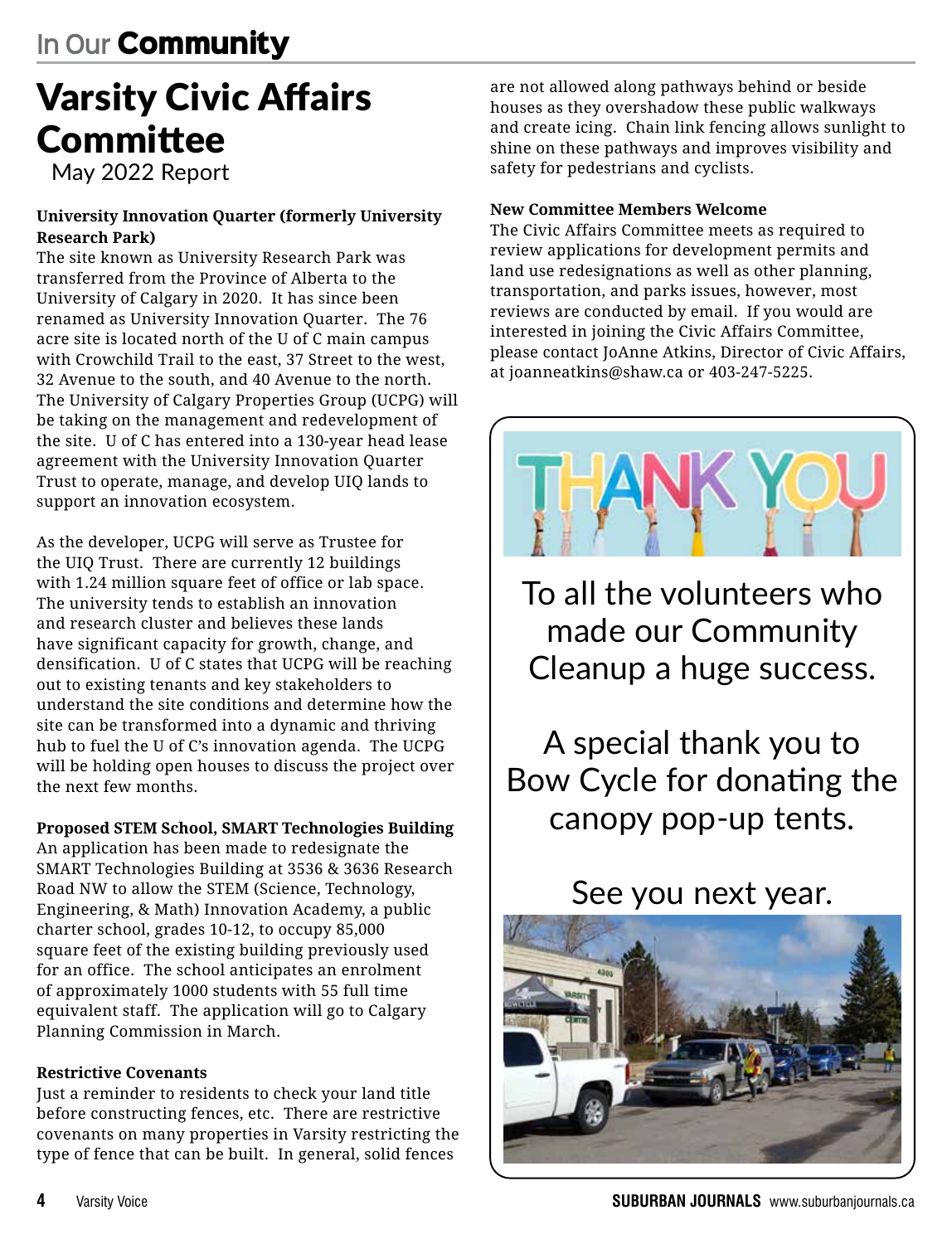In Our **Community**

# Varsity Civic Affairs Committee

May 2022 Report

**University Innovation Quarter (formerly University Research Park)**

The site known as University Research Park was transferred from the Province of Alberta to the University of Calgary in 2020. It has since been renamed as University Innovation Quarter. The 76 acre site is located north of the U of C main campus with Crowchild Trail to the east, 37 Street to the west, 32 Avenue to the south, and 40 Avenue to the north. The University of Calgary Properties Group (UCPG) will be taking on the management and redevelopment of the site. U of C has entered into a 130-year head lease agreement with the University Innovation Quarter Trust to operate, manage, and develop UIQ lands to support an innovation ecosystem.

As the developer, UCPG will serve as Trustee for the UIQ Trust. There are currently 12 buildings with 1.24 million square feet of office or lab space. The university tends to establish an innovation and research cluster and believes these lands have significant capacity for growth, change, and densification. U of C states that UCPG will be reaching out to existing tenants and key stakeholders to understand the site conditions and determine how the site can be transformed into a dynamic and thriving hub to fuel the U of C's innovation agenda. The UCPG will be holding open houses to discuss the project over the next few months.

**Proposed STEM School, SMART Technologies Building**

An application has been made to redesignate the SMART Technologies Building at 3536 & 3636 Research Road NW to allow the STEM (Science, Technology, Engineering, & Math) Innovation Academy, a public charter school, grades 10-12, to occupy 85,000 square feet of the existing building previously used for an office. The school anticipates an enrolment of approximately 1000 students with 55 full time equivalent staff. The application will go to Calgary Planning Commission in March.

**Restrictive Covenants**

Just a reminder to residents to check your land title before constructing fences, etc. There are restrictive covenants on many properties in Varsity restricting the type of fence that can be built. In general, solid fences are not allowed along pathways behind or beside houses as they overshadow these public walkways and create icing. Chain link fencing allows sunlight to shine on these pathways and improves visibility and safety for pedestrians and cyclists.

**New Committee Members Welcome**

The Civic Affairs Committee meets as required to review applications for development permits and land use redesignations as well as other planning, transportation, and parks issues, however, most reviews are conducted by email. If you would are interested in joining the Civic Affairs Committee, please contact JoAnne Atkins, Director of Civic Affairs, at joanneatkins@shaw.ca or 403-247-5225.

THANK YOU

To all the volunteers who made our Community Cleanup a huge success.

A special thank you to Bow Cycle for donating the canopy pop-up tents.

See you next year.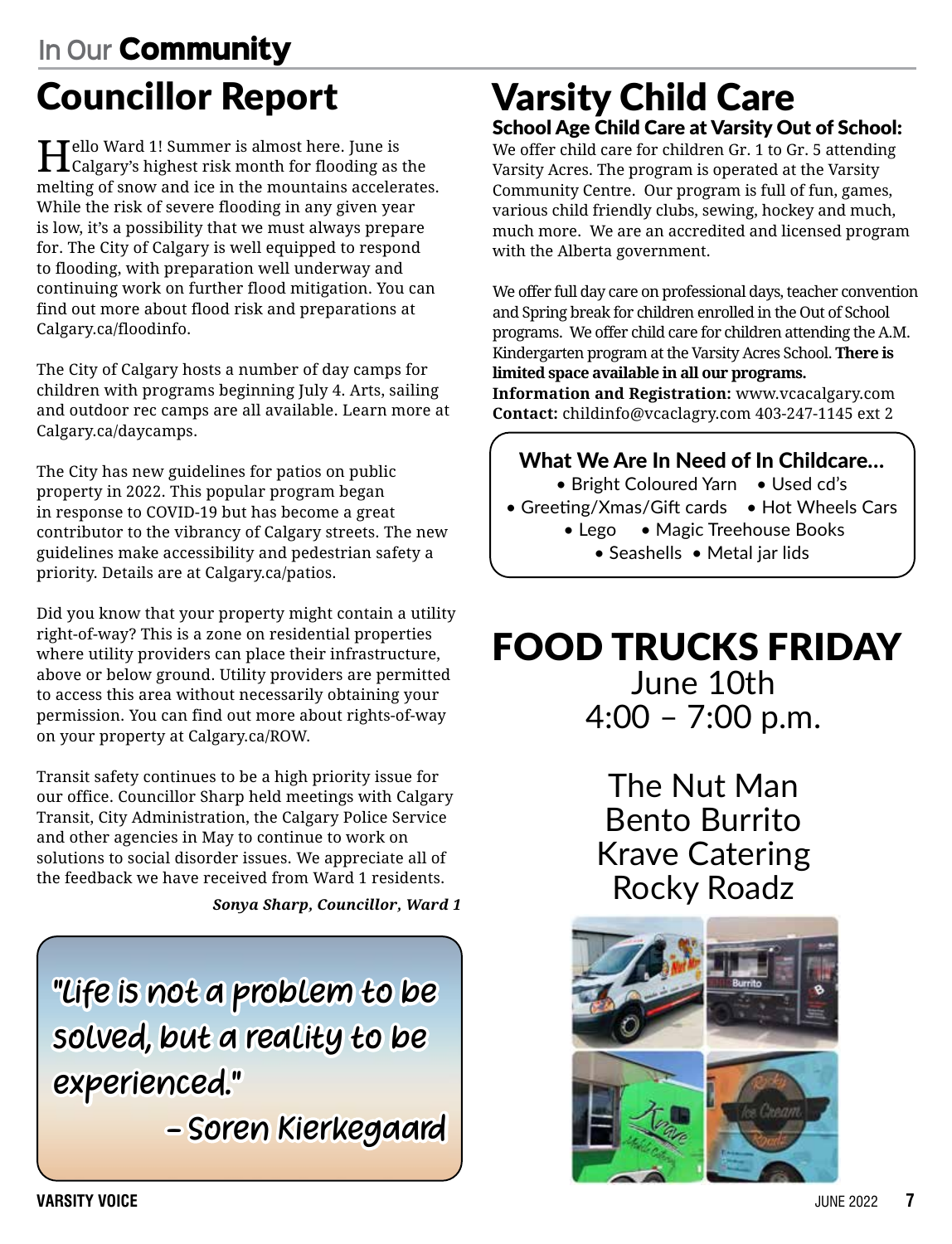In Our **Community**

# Councillor Report

Hello Ward 1! Summer is almost here. June is Calgary's highest risk month for flooding as the melting of snow and ice in the mountains accelerates. While the risk of severe flooding in any given year is low, it's a possibility that we must always prepare for. The City of Calgary is well equipped to respond to flooding, with preparation well underway and continuing work on further flood mitigation. You can find out more about flood risk and preparations at Calgary.ca/floodinfo.

The City of Calgary hosts a number of day camps for children with programs beginning July 4. Arts, sailing and outdoor rec camps are all available. Learn more at Calgary.ca/daycamps.

The City has new guidelines for patios on public property in 2022. This popular program began in response to COVID-19 but has become a great contributor to the vibrancy of Calgary streets. The new guidelines make accessibility and pedestrian safety a priority. Details are at Calgary.ca/patios.

Did you know that your property might contain a utility right-of-way? This is a zone on residential properties where utility providers can place their infrastructure, above or below ground. Utility providers are permitted to access this area without necessarily obtaining your permission. You can find out more about rights-of-way on your property at Calgary.ca/ROW.

Transit safety continues to be a high priority issue for our office. Councillor Sharp held meetings with Calgary Transit, City Administration, the Calgary Police Service and other agencies in May to continue to work on solutions to social disorder issues. We appreciate all of the feedback we have received from Ward 1 residents.

***Sonya Sharp, Councillor, Ward 1***

"Life is not a problem to be solved, but a reality to be experienced."

– Soren Kierkegaard

# Varsity Child Care

## School Age Child Care at Varsity Out of School:

We offer child care for children Gr. 1 to Gr. 5 attending Varsity Acres. The program is operated at the Varsity Community Centre. Our program is full of fun, games, various child friendly clubs, sewing, hockey and much, much more. We are an accredited and licensed program with the Alberta government.

We offer full day care on professional days, teacher convention and Spring break for children enrolled in the Out of School programs. We offer child care for children attending the A.M. Kindergarten program at the Varsity Acres School. **There is limited space available in all our programs.**

**Information and Registration:** www.vcacalgary.com

**Contact:** childinfo@vcaclagry.com 403-247-1145 ext 2

### What We Are In Need of In Childcare...

- Bright Coloured Yarn
- Used cd's
- Greeting/Xmas/Gift cards
- Hot Wheels Cars
- Lego
- Magic Treehouse Books
- Seashells
- Metal jar lids

# FOOD TRUCKS FRIDAY

June 10th

4:00 – 7:00 p.m.

The Nut Man

Bento Burrito

Krave Catering

Rocky Roadz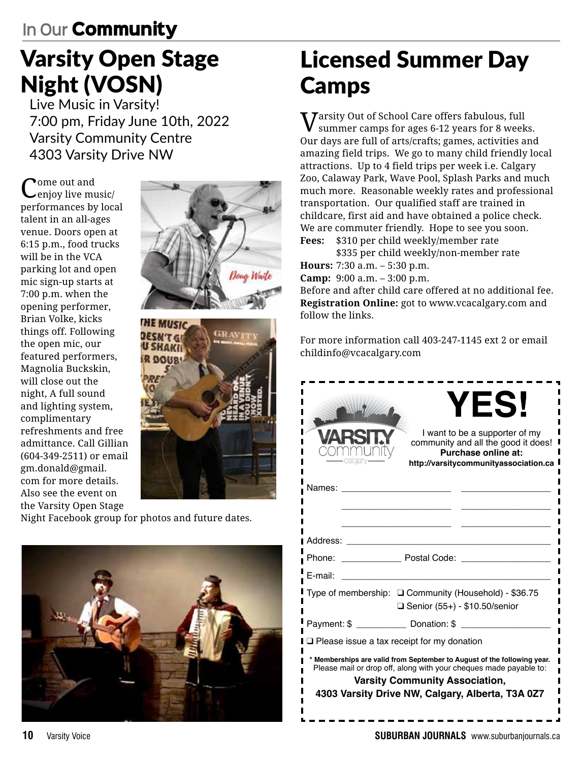## In Our Community

# Varsity Open Stage Night (VOSN)

Live Music in Varsity!
7:00 pm, Friday June 10th, 2022
Varsity Community Centre
4303 Varsity Drive NW

Come out and enjoy live music/performances by local talent in an all-ages venue. Doors open at 6:15 p.m., food trucks will be in the VCA parking lot and open mic sign-up starts at 7:00 p.m. when the opening performer, Brian Volke, kicks things off. Following the open mic, our featured performers, Magnolia Buckskin, will close out the night, A full sound and lighting system, complimentary refreshments and free admittance. Call Gillian (604-349-2511) or email gm.donald@gmail.com for more details. Also see the event on the Varsity Open Stage Night Facebook group for photos and future dates.

# Licensed Summer Day Camps

Varsity Out of School Care offers fabulous, full summer camps for ages 6-12 years for 8 weeks. Our days are full of arts/crafts; games, activities and amazing field trips. We go to many child friendly local attractions. Up to 4 field trips per week i.e. Calgary Zoo, Calaway Park, Wave Pool, Splash Parks and much much more. Reasonable weekly rates and professional transportation. Our qualified staff are trained in childcare, first aid and have obtained a police check. We are commuter friendly. Hope to see you soon.

**Fees:** $310 per child weekly/member rate
$335 per child weekly/non-member rate
**Hours:** 7:30 a.m. – 5:30 p.m.
**Camp:** 9:00 a.m. – 3:00 p.m.
Before and after child care offered at no additional fee.
**Registration Online:** got to www.vcacalgary.com and follow the links.

For more information call 403-247-1145 ext 2 or email childinfo@vcacalgary.com

---

VARSITY community calgary

# YES!

I want to be a supporter of my community and all the good it does!
**Purchase online at:**
**http://varsitycommunityassociation.ca**

Names: ______________________ ______________________

______________________ ______________________

______________________ ______________________

Address: ____________________________________________

Phone: ____________ Postal Code: __________________

E-mail: ____________________________________________

Type of membership: ❑ Community (Household) - $36.75
❑ Senior (55+) - $10.50/senior

Payment: $ __________ Donation: $ __________________

❑ Please issue a tax receipt for my donation

**\* Memberships are valid from September to August of the following year.**
Please mail or drop off, along with your cheques made payable to:

**Varsity Community Association,**
**4303 Varsity Drive NW, Calgary, Alberta, T3A 0Z7**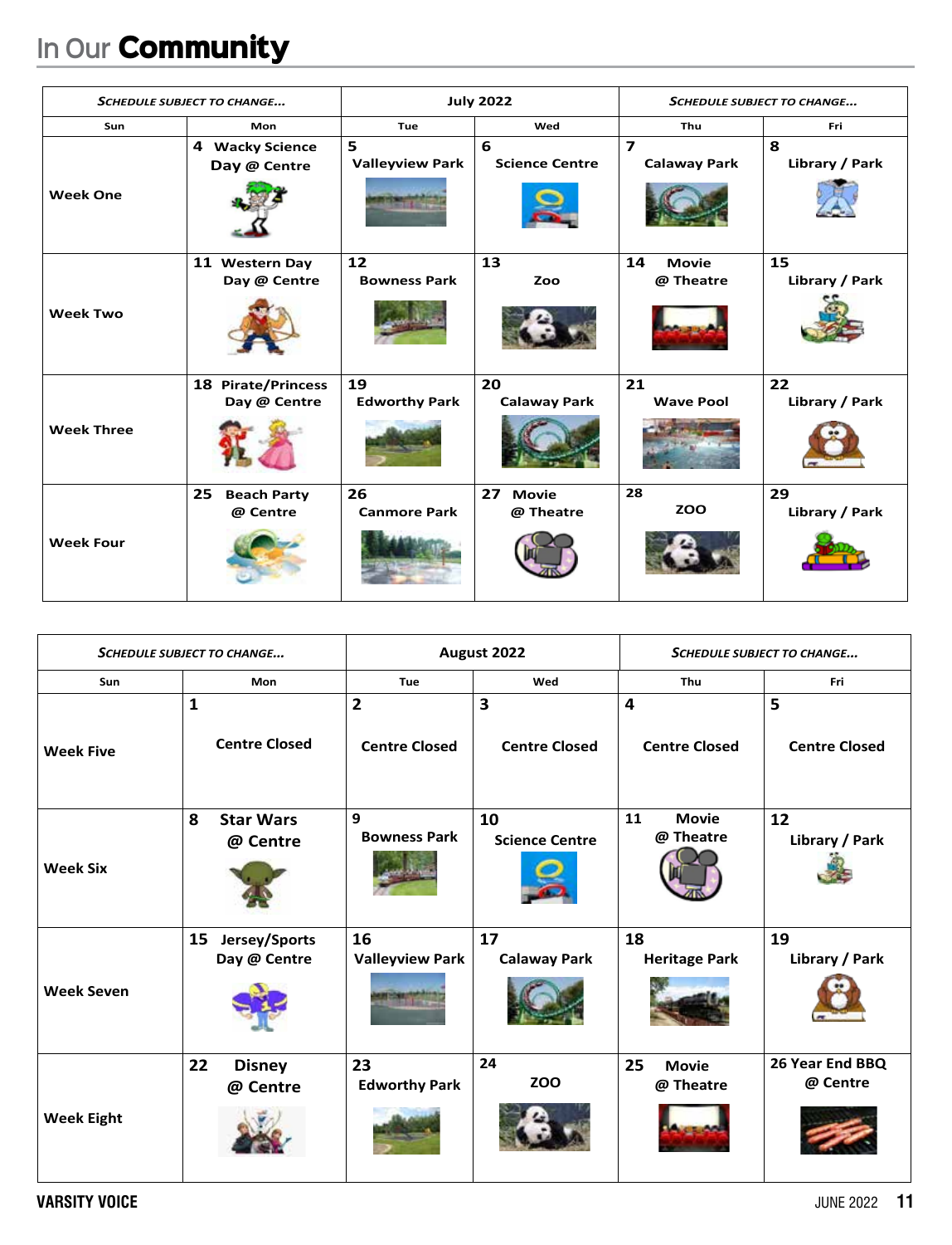# In Our **Community**

| *SCHEDULE SUBJECT TO CHANGE…* | | July 2022 | | *SCHEDULE SUBJECT TO CHANGE…* | |
|---|---|---|---|---|---|
| Sun | Mon | Tue | Wed | Thu | Fri |
| Week One | 4 Wacky Science Day @ Centre | 5 Valleyview Park | 6 Science Centre | 7 Calaway Park | 8 Library / Park |
| Week Two | 11 Western Day Day @ Centre | 12 Bowness Park | 13 Zoo | 14 Movie @ Theatre | 15 Library / Park |
| Week Three | 18 Pirate/Princess Day @ Centre | 19 Edworthy Park | 20 Calaway Park | 21 Wave Pool | 22 Library / Park |
| Week Four | 25 Beach Party @ Centre | 26 Canmore Park | 27 Movie @ Theatre | 28 ZOO | 29 Library / Park |

| *SCHEDULE SUBJECT TO CHANGE…* | | August 2022 | | *SCHEDULE SUBJECT TO CHANGE…* | |
|---|---|---|---|---|---|
| Sun | Mon | Tue | Wed | Thu | Fri |
| Week Five | 1 Centre Closed | 2 Centre Closed | 3 Centre Closed | 4 Centre Closed | 5 Centre Closed |
| Week Six | 8 Star Wars @ Centre | 9 Bowness Park | 10 Science Centre | 11 Movie @ Theatre | 12 Library / Park |
| Week Seven | 15 Jersey/Sports Day @ Centre | 16 Valleyview Park | 17 Calaway Park | 18 Heritage Park | 19 Library / Park |
| Week Eight | 22 Disney @ Centre | 23 Edworthy Park | 24 ZOO | 25 Movie @ Theatre | 26 Year End BBQ @ Centre |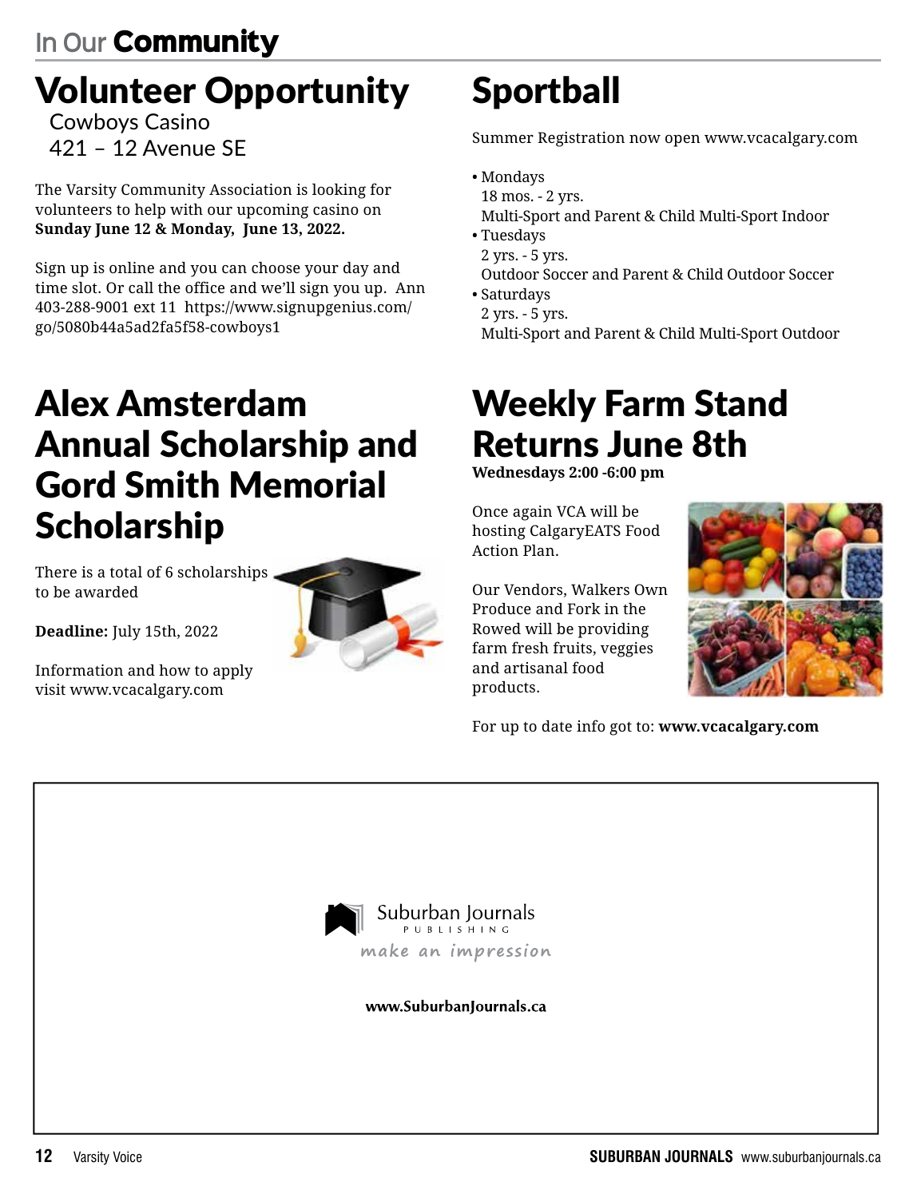# In Our Community

## Volunteer Opportunity

Cowboys Casino
421 – 12 Avenue SE

The Varsity Community Association is looking for volunteers to help with our upcoming casino on **Sunday June 12 & Monday, June 13, 2022.**

Sign up is online and you can choose your day and time slot. Or call the office and we'll sign you up. Ann 403-288-9001 ext 11 https://www.signupgenius.com/go/5080b44a5ad2fa5f58-cowboys1

## Sportball

Summer Registration now open www.vcacalgary.com

- Mondays
  18 mos. - 2 yrs.
  Multi-Sport and Parent & Child Multi-Sport Indoor
- Tuesdays
  2 yrs. - 5 yrs.
  Outdoor Soccer and Parent & Child Outdoor Soccer
- Saturdays
  2 yrs. - 5 yrs.
  Multi-Sport and Parent & Child Multi-Sport Outdoor

## Alex Amsterdam Annual Scholarship and Gord Smith Memorial Scholarship

There is a total of 6 scholarships to be awarded

**Deadline:** July 15th, 2022

Information and how to apply visit www.vcacalgary.com

## Weekly Farm Stand Returns June 8th

**Wednesdays 2:00 -6:00 pm**

Once again VCA will be hosting CalgaryEATS Food Action Plan.

Our Vendors, Walkers Own Produce and Fork in the Rowed will be providing farm fresh fruits, veggies and artisanal food products.

For up to date info got to: **www.vcacalgary.com**

Suburban Journals
PUBLISHING
make an impression

**www.SuburbanJournals.ca**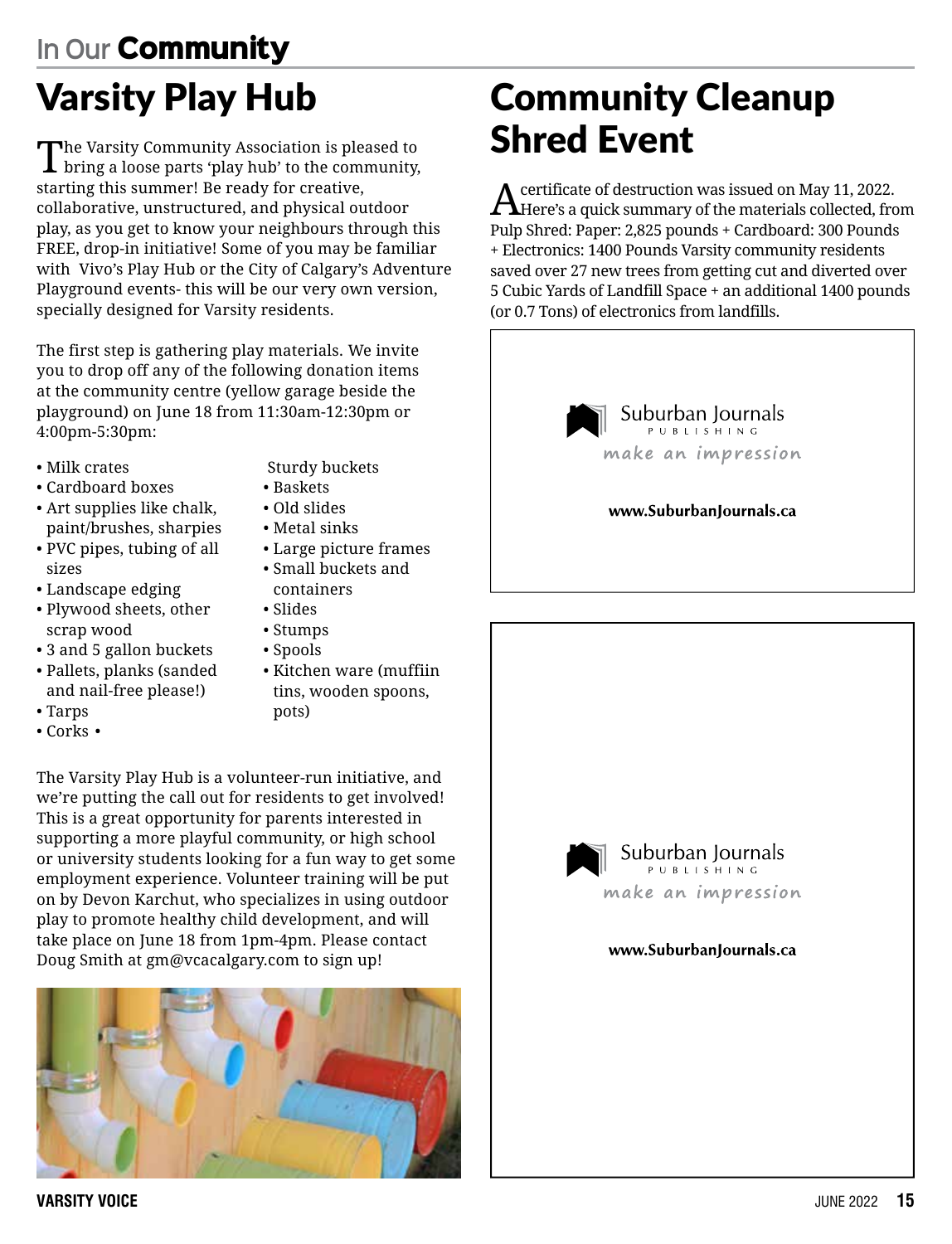## In Our Community

# Varsity Play Hub

The Varsity Community Association is pleased to bring a loose parts 'play hub' to the community, starting this summer! Be ready for creative, collaborative, unstructured, and physical outdoor play, as you get to know your neighbours through this FREE, drop-in initiative! Some of you may be familiar with Vivo's Play Hub or the City of Calgary's Adventure Playground events- this will be our very own version, specially designed for Varsity residents.

The first step is gathering play materials. We invite you to drop off any of the following donation items at the community centre (yellow garage beside the playground) on June 18 from 11:30am-12:30pm or 4:00pm-5:30pm:

- Milk crates
- Cardboard boxes
- Art supplies like chalk, paint/brushes, sharpies
- PVC pipes, tubing of all sizes
- Landscape edging
- Plywood sheets, other scrap wood
- 3 and 5 gallon buckets
- Pallets, planks (sanded and nail-free please!)
- Tarps
- Corks
- Sturdy buckets
- Baskets
- Old slides
- Metal sinks
- Large picture frames
- Small buckets and containers
- Slides
- Stumps
- Spools
- Kitchen ware (muffiin tins, wooden spoons, pots)

The Varsity Play Hub is a volunteer-run initiative, and we're putting the call out for residents to get involved! This is a great opportunity for parents interested in supporting a more playful community, or high school or university students looking for a fun way to get some employment experience. Volunteer training will be put on by Devon Karchut, who specializes in using outdoor play to promote healthy child development, and will take place on June 18 from 1pm-4pm. Please contact Doug Smith at gm@vcacalgary.com to sign up!

# Community Cleanup Shred Event

A certificate of destruction was issued on May 11, 2022. Here's a quick summary of the materials collected, from Pulp Shred: Paper: 2,825 pounds + Cardboard: 300 Pounds + Electronics: 1400 Pounds Varsity community residents saved over 27 new trees from getting cut and diverted over 5 Cubic Yards of Landfill Space + an additional 1400 pounds (or 0.7 Tons) of electronics from landfills.

Suburban Journals PUBLISHING
make an impression
www.SuburbanJournals.ca

Suburban Journals PUBLISHING
make an impression
www.SuburbanJournals.ca